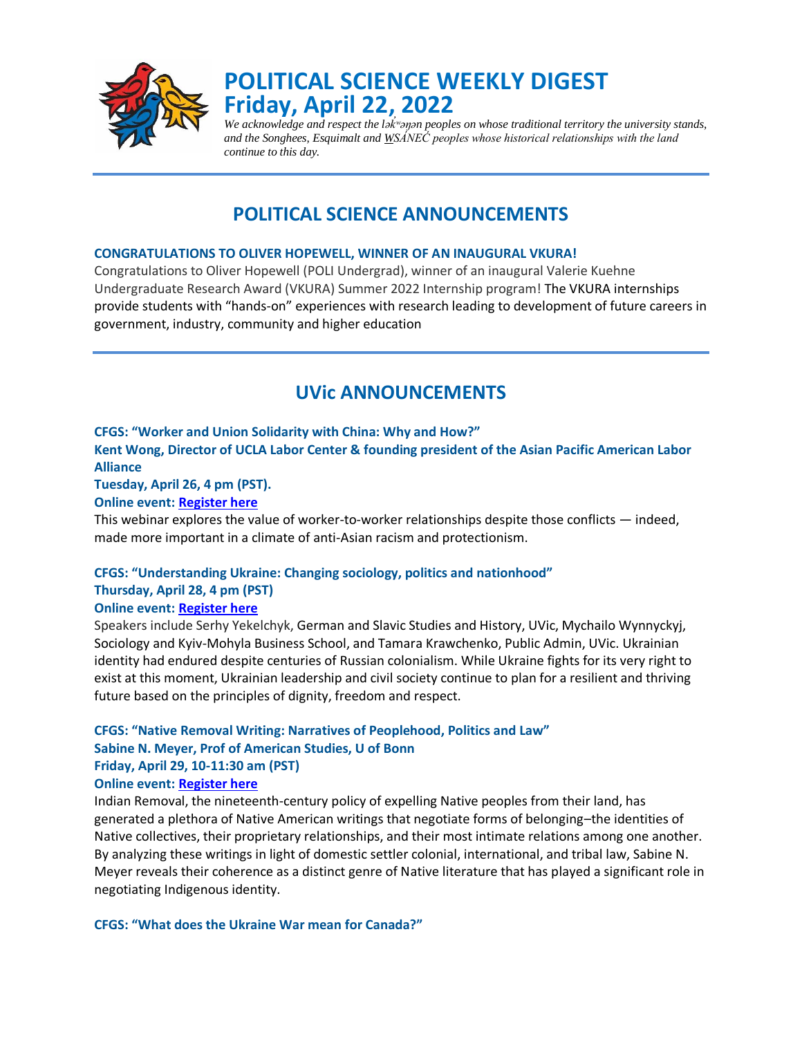# POLITICAL SCIENCE WEEKLY DIGEST
# Friday, April 22, 2022

*We acknowledge and respect the lək̓ʷəŋən peoples on whose traditional territory the university stands, and the Songhees, Esquimalt and W̱SÁNEĆ peoples whose historical relationships with the land continue to this day.*

## POLITICAL SCIENCE ANNOUNCEMENTS

**CONGRATULATIONS TO OLIVER HOPEWELL, WINNER OF AN INAUGURAL VKURA!**

Congratulations to Oliver Hopewell (POLI Undergrad), winner of an inaugural Valerie Kuehne Undergraduate Research Award (VKURA) Summer 2022 Internship program! The VKURA internships provide students with "hands-on" experiences with research leading to development of future careers in government, industry, community and higher education

## UVic ANNOUNCEMENTS

**CFGS: "Worker and Union Solidarity with China: Why and How?"**
**Kent Wong, Director of UCLA Labor Center & founding president of the Asian Pacific American Labor Alliance**
**Tuesday, April 26, 4 pm (PST).**
**Online event: Register here**

This webinar explores the value of worker-to-worker relationships despite those conflicts — indeed, made more important in a climate of anti-Asian racism and protectionism.

**CFGS: "Understanding Ukraine: Changing sociology, politics and nationhood"**
**Thursday, April 28, 4 pm (PST)**
**Online event: Register here**

Speakers include Serhy Yekelchyk, German and Slavic Studies and History, UVic, Mychailo Wynnyckyj, Sociology and Kyiv-Mohyla Business School, and Tamara Krawchenko, Public Admin, UVic. Ukrainian identity had endured despite centuries of Russian colonialism. While Ukraine fights for its very right to exist at this moment, Ukrainian leadership and civil society continue to plan for a resilient and thriving future based on the principles of dignity, freedom and respect.

**CFGS: "Native Removal Writing: Narratives of Peoplehood, Politics and Law"**
**Sabine N. Meyer, Prof of American Studies, U of Bonn**
**Friday, April 29, 10-11:30 am (PST)**
**Online event: Register here**

Indian Removal, the nineteenth-century policy of expelling Native peoples from their land, has generated a plethora of Native American writings that negotiate forms of belonging–the identities of Native collectives, their proprietary relationships, and their most intimate relations among one another. By analyzing these writings in light of domestic settler colonial, international, and tribal law, Sabine N. Meyer reveals their coherence as a distinct genre of Native literature that has played a significant role in negotiating Indigenous identity.

**CFGS: "What does the Ukraine War mean for Canada?"**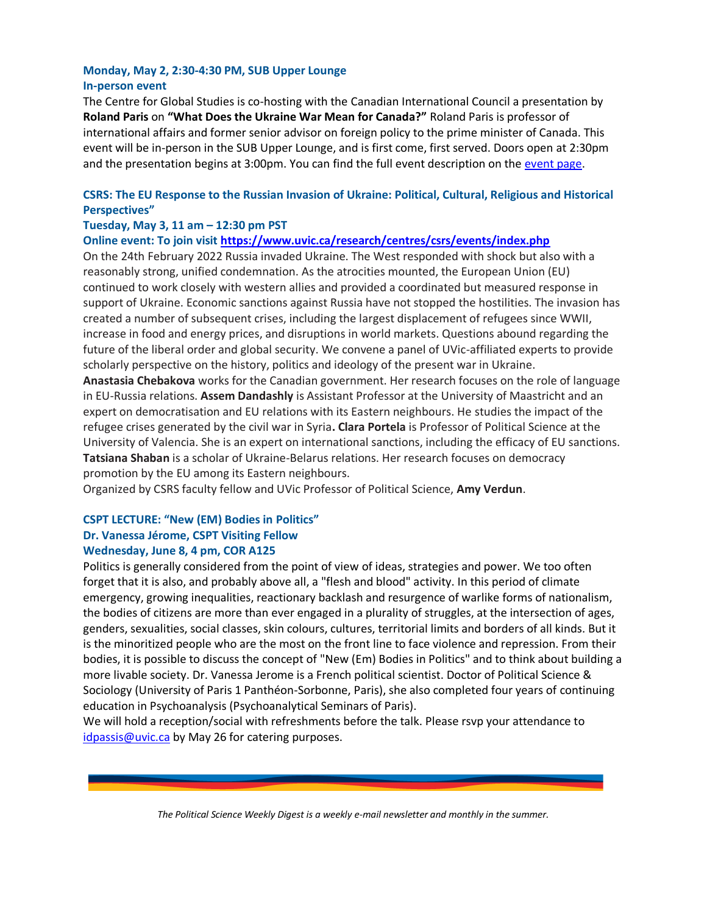**Monday, May 2, 2:30-4:30 PM, SUB Upper Lounge**
**In-person event**

The Centre for Global Studies is co-hosting with the Canadian International Council a presentation by **Roland Paris** on **"What Does the Ukraine War Mean for Canada?"** Roland Paris is professor of international affairs and former senior advisor on foreign policy to the prime minister of Canada. This event will be in-person in the SUB Upper Lounge, and is first come, first served. Doors open at 2:30pm and the presentation begins at 3:00pm. You can find the full event description on the event page.

**CSRS: The EU Response to the Russian Invasion of Ukraine: Political, Cultural, Religious and Historical Perspectives"**
**Tuesday, May 3, 11 am – 12:30 pm PST**
**Online event: To join visit https://www.uvic.ca/research/centres/csrs/events/index.php**

On the 24th February 2022 Russia invaded Ukraine. The West responded with shock but also with a reasonably strong, unified condemnation. As the atrocities mounted, the European Union (EU) continued to work closely with western allies and provided a coordinated but measured response in support of Ukraine. Economic sanctions against Russia have not stopped the hostilities. The invasion has created a number of subsequent crises, including the largest displacement of refugees since WWII, increase in food and energy prices, and disruptions in world markets. Questions abound regarding the future of the liberal order and global security. We convene a panel of UVic-affiliated experts to provide scholarly perspective on the history, politics and ideology of the present war in Ukraine.

**Anastasia Chebakova** works for the Canadian government. Her research focuses on the role of language in EU-Russia relations. **Assem Dandashly** is Assistant Professor at the University of Maastricht and an expert on democratisation and EU relations with its Eastern neighbours. He studies the impact of the refugee crises generated by the civil war in Syria**.** **Clara Portela** is Professor of Political Science at the University of Valencia. She is an expert on international sanctions, including the efficacy of EU sanctions. **Tatsiana Shaban** is a scholar of Ukraine-Belarus relations. Her research focuses on democracy promotion by the EU among its Eastern neighbours.

Organized by CSRS faculty fellow and UVic Professor of Political Science, **Amy Verdun**.

**CSPT LECTURE: "New (EM) Bodies in Politics"**
**Dr. Vanessa Jérome, CSPT Visiting Fellow**
**Wednesday, June 8, 4 pm, COR A125**

Politics is generally considered from the point of view of ideas, strategies and power. We too often forget that it is also, and probably above all, a "flesh and blood" activity. In this period of climate emergency, growing inequalities, reactionary backlash and resurgence of warlike forms of nationalism, the bodies of citizens are more than ever engaged in a plurality of struggles, at the intersection of ages, genders, sexualities, social classes, skin colours, cultures, territorial limits and borders of all kinds. But it is the minoritized people who are the most on the front line to face violence and repression. From their bodies, it is possible to discuss the concept of "New (Em) Bodies in Politics" and to think about building a more livable society. Dr. Vanessa Jerome is a French political scientist. Doctor of Political Science & Sociology (University of Paris 1 Panthéon-Sorbonne, Paris), she also completed four years of continuing education in Psychoanalysis (Psychoanalytical Seminars of Paris).

We will hold a reception/social with refreshments before the talk. Please rsvp your attendance to idpassis@uvic.ca by May 26 for catering purposes.

*The Political Science Weekly Digest is a weekly e-mail newsletter and monthly in the summer.*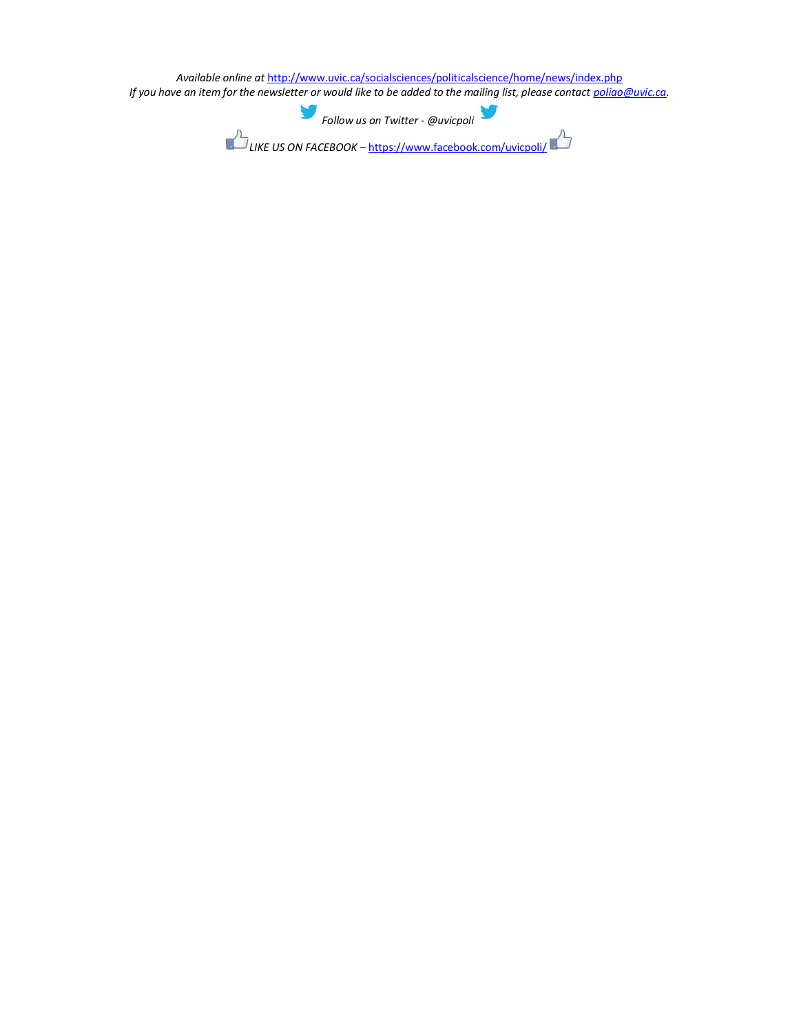*Available online at [http://www.uvic.ca/socialsciences/politicalscience/home/news/index.php](http://www.uvic.ca/socialsciences/politicalscience/home/news/index.php)*
*If you have an item for the newsletter or would like to be added to the mailing list, please contact [poliao@uvic.ca](mailto:poliao@uvic.ca).*

*Follow us on Twitter - @uvicpoli*

*LIKE US ON FACEBOOK* – [https://www.facebook.com/uvicpoli/](https://www.facebook.com/uvicpoli/)